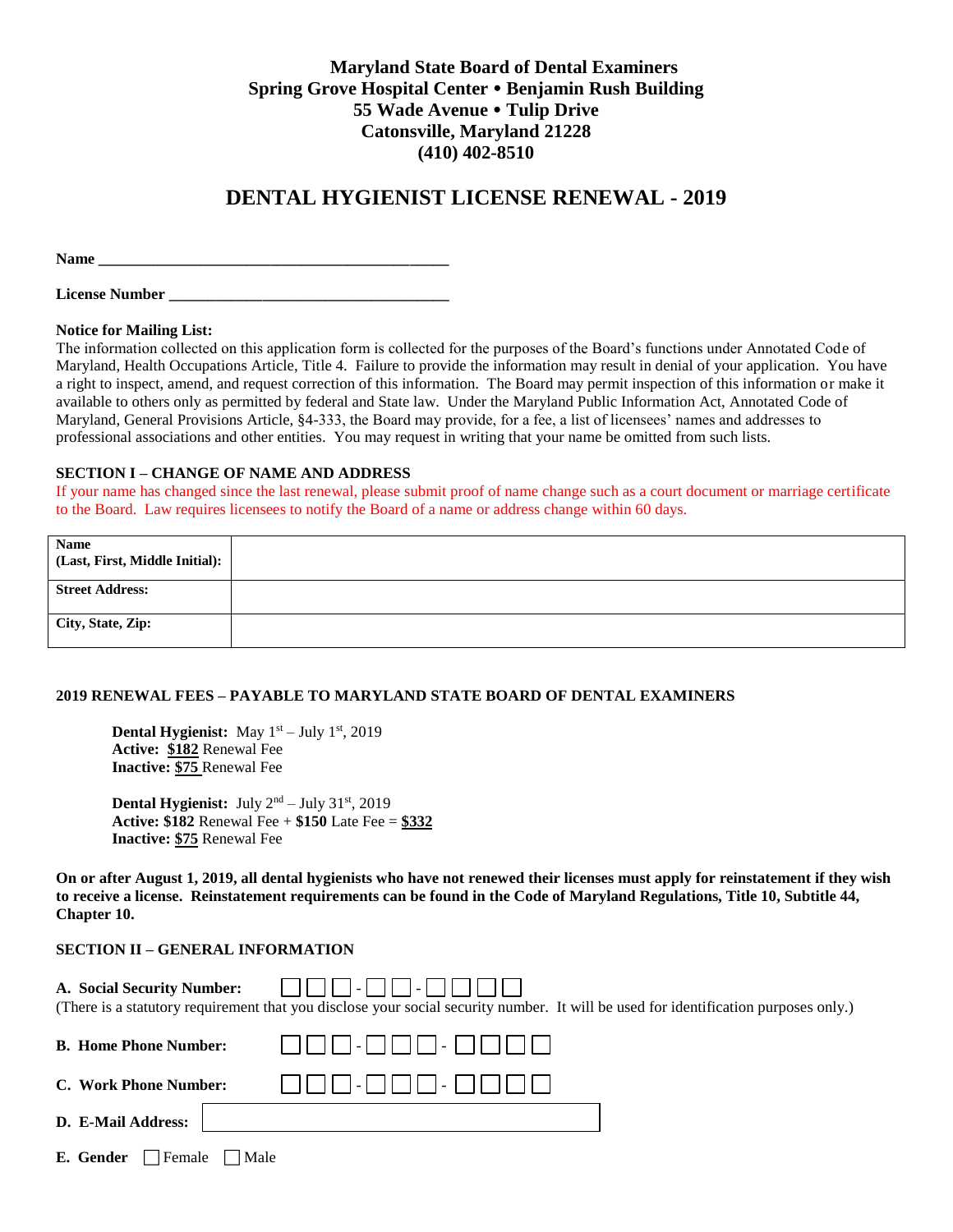**Maryland State Board of Dental Examiners**
**Spring Grove Hospital Center • Benjamin Rush Building**
**55 Wade Avenue • Tulip Drive**
**Catonsville, Maryland 21228**
**(410) 402-8510**

# DENTAL HYGIENIST LICENSE RENEWAL - 2019

**Name** ____________________________________________

**License Number** ____________________________________

**Notice for Mailing List:**
The information collected on this application form is collected for the purposes of the Board's functions under Annotated Code of Maryland, Health Occupations Article, Title 4. Failure to provide the information may result in denial of your application. You have a right to inspect, amend, and request correction of this information. The Board may permit inspection of this information or make it available to others only as permitted by federal and State law. Under the Maryland Public Information Act, Annotated Code of Maryland, General Provisions Article, §4-333, the Board may provide, for a fee, a list of licensees' names and addresses to professional associations and other entities. You may request in writing that your name be omitted from such lists.

**SECTION I – CHANGE OF NAME AND ADDRESS**

If your name has changed since the last renewal, please submit proof of name change such as a court document or marriage certificate to the Board. Law requires licensees to notify the Board of a name or address change within 60 days.

| **Name (Last, First, Middle Initial):** | |
|---|---|
| **Street Address:** | |
| **City, State, Zip:** | |

**2019 RENEWAL FEES – PAYABLE TO MARYLAND STATE BOARD OF DENTAL EXAMINERS**

**Dental Hygienist:** May 1st – July 1st, 2019
**Active:** **$182** Renewal Fee
**Inactive:** **$75** Renewal Fee

**Dental Hygienist:** July 2nd – July 31st, 2019
**Active: $182** Renewal Fee + **$150** Late Fee = **$332**
**Inactive:** **$75** Renewal Fee

**On or after August 1, 2019, all dental hygienists who have not renewed their licenses must apply for reinstatement if they wish to receive a license. Reinstatement requirements can be found in the Code of Maryland Regulations, Title 10, Subtitle 44, Chapter 10.**

**SECTION II – GENERAL INFORMATION**

**A. Social Security Number:** ☐☐☐ - ☐☐ - ☐☐☐☐
(There is a statutory requirement that you disclose your social security number. It will be used for identification purposes only.)

**B. Home Phone Number:** ☐☐☐ - ☐☐☐ - ☐☐☐☐

**C. Work Phone Number:** ☐☐☐ - ☐☐☐ - ☐☐☐☐

**D. E-Mail Address:** ____________________

**E. Gender** ☐ Female ☐ Male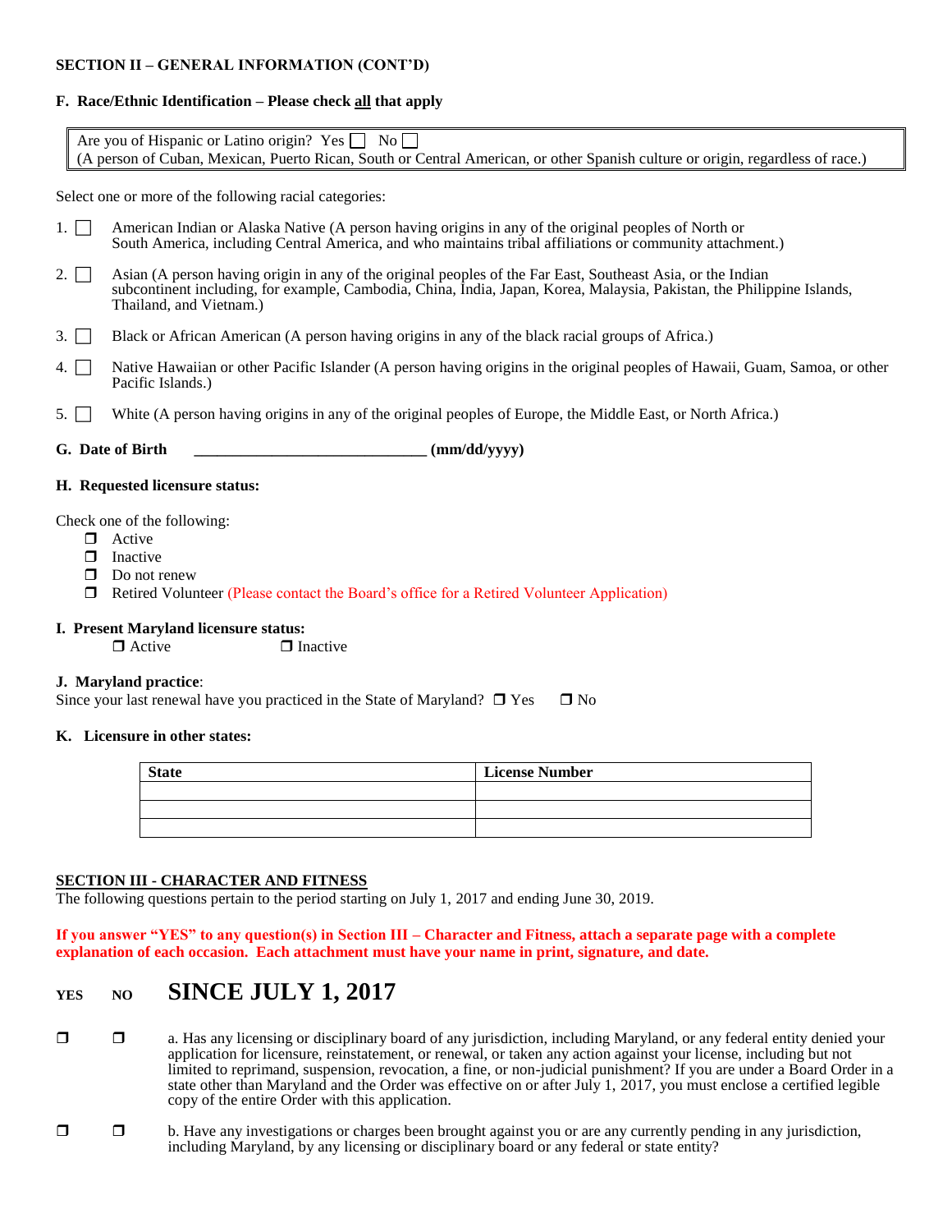**SECTION II – GENERAL INFORMATION (CONT'D)**

**F. Race/Ethnic Identification – Please check all that apply**

Are you of Hispanic or Latino origin? Yes ☐ No ☐
(A person of Cuban, Mexican, Puerto Rican, South or Central American, or other Spanish culture or origin, regardless of race.)

Select one or more of the following racial categories:

1. ☐ American Indian or Alaska Native (A person having origins in any of the original peoples of North or South America, including Central America, and who maintains tribal affiliations or community attachment.)
2. ☐ Asian (A person having origin in any of the original peoples of the Far East, Southeast Asia, or the Indian subcontinent including, for example, Cambodia, China, India, Japan, Korea, Malaysia, Pakistan, the Philippine Islands, Thailand, and Vietnam.)
3. ☐ Black or African American (A person having origins in any of the black racial groups of Africa.)
4. ☐ Native Hawaiian or other Pacific Islander (A person having origins in the original peoples of Hawaii, Guam, Samoa, or other Pacific Islands.)
5. ☐ White (A person having origins in any of the original peoples of Europe, the Middle East, or North Africa.)

**G. Date of Birth** ______________________________ **(mm/dd/yyyy)**

**H. Requested licensure status:**

Check one of the following:

- ☐ Active
- ☐ Inactive
- ☐ Do not renew
- ☐ Retired Volunteer (Please contact the Board's office for a Retired Volunteer Application)

**I. Present Maryland licensure status:**

☐ Active ☐ Inactive

**J. Maryland practice**:
Since your last renewal have you practiced in the State of Maryland? ☐ Yes ☐ No

**K. Licensure in other states:**

| State | License Number |
|---|---|
| | |
| | |
| | |

**SECTION III - CHARACTER AND FITNESS**

The following questions pertain to the period starting on July 1, 2017 and ending June 30, 2019.

**If you answer "YES" to any question(s) in Section III – Character and Fitness, attach a separate page with a complete explanation of each occasion. Each attachment must have your name in print, signature, and date.**

**YES NO** **SINCE JULY 1, 2017**

☐ ☐ a. Has any licensing or disciplinary board of any jurisdiction, including Maryland, or any federal entity denied your application for licensure, reinstatement, or renewal, or taken any action against your license, including but not limited to reprimand, suspension, revocation, a fine, or non-judicial punishment? If you are under a Board Order in a state other than Maryland and the Order was effective on or after July 1, 2017, you must enclose a certified legible copy of the entire Order with this application.

☐ ☐ b. Have any investigations or charges been brought against you or are any currently pending in any jurisdiction, including Maryland, by any licensing or disciplinary board or any federal or state entity?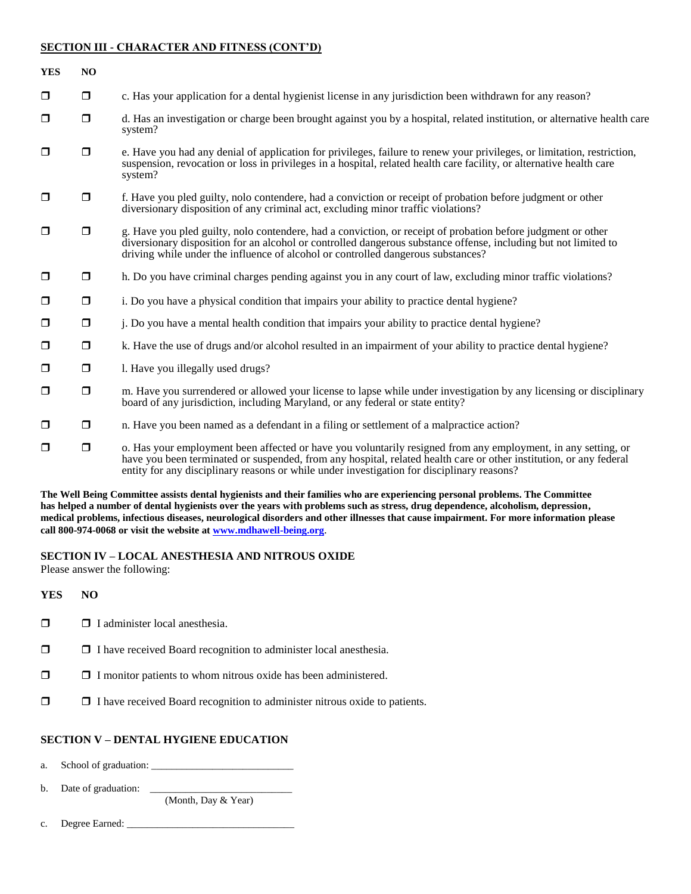## SECTION III - CHARACTER AND FITNESS (CONT'D)

| YES | NO | |
|---|---|---|
| ❒ | ❒ | c. Has your application for a dental hygienist license in any jurisdiction been withdrawn for any reason? |
| ❒ | ❒ | d. Has an investigation or charge been brought against you by a hospital, related institution, or alternative health care system? |
| ❒ | ❒ | e. Have you had any denial of application for privileges, failure to renew your privileges, or limitation, restriction, suspension, revocation or loss in privileges in a hospital, related health care facility, or alternative health care system? |
| ❒ | ❒ | f. Have you pled guilty, nolo contendere, had a conviction or receipt of probation before judgment or other diversionary disposition of any criminal act, excluding minor traffic violations? |
| ❒ | ❒ | g. Have you pled guilty, nolo contendere, had a conviction, or receipt of probation before judgment or other diversionary disposition for an alcohol or controlled dangerous substance offense, including but not limited to driving while under the influence of alcohol or controlled dangerous substances? |
| ❒ | ❒ | h. Do you have criminal charges pending against you in any court of law, excluding minor traffic violations? |
| ❒ | ❒ | i. Do you have a physical condition that impairs your ability to practice dental hygiene? |
| ❒ | ❒ | j. Do you have a mental health condition that impairs your ability to practice dental hygiene? |
| ❒ | ❒ | k. Have the use of drugs and/or alcohol resulted in an impairment of your ability to practice dental hygiene? |
| ❒ | ❒ | l. Have you illegally used drugs? |
| ❒ | ❒ | m. Have you surrendered or allowed your license to lapse while under investigation by any licensing or disciplinary board of any jurisdiction, including Maryland, or any federal or state entity? |
| ❒ | ❒ | n. Have you been named as a defendant in a filing or settlement of a malpractice action? |
| ❒ | ❒ | o. Has your employment been affected or have you voluntarily resigned from any employment, in any setting, or have you been terminated or suspended, from any hospital, related health care or other institution, or any federal entity for any disciplinary reasons or while under investigation for disciplinary reasons? |

**The Well Being Committee assists dental hygienists and their families who are experiencing personal problems. The Committee has helped a number of dental hygienists over the years with problems such as stress, drug dependence, alcoholism, depression, medical problems, infectious diseases, neurological disorders and other illnesses that cause impairment. For more information please call 800-974-0068 or visit the website at www.mdhawell-being.org.**

## SECTION IV – LOCAL ANESTHESIA AND NITROUS OXIDE

Please answer the following:

| YES | NO | |
|---|---|---|
| ❒ | ❒ | I administer local anesthesia. |
| ❒ | ❒ | I have received Board recognition to administer local anesthesia. |
| ❒ | ❒ | I monitor patients to whom nitrous oxide has been administered. |
| ❒ | ❒ | I have received Board recognition to administer nitrous oxide to patients. |

## SECTION V – DENTAL HYGIENE EDUCATION

a. School of graduation: ___________________________

b. Date of graduation: ___________________________
(Month, Day & Year)

c. Degree Earned: ________________________________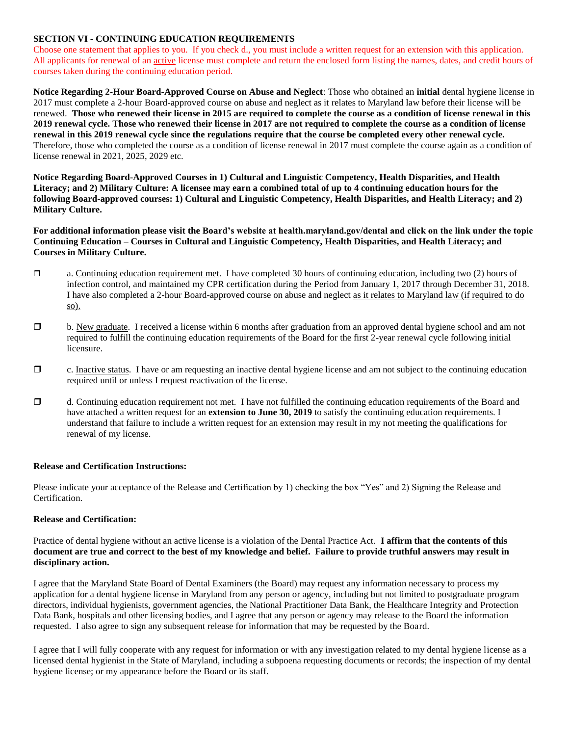### SECTION VI - CONTINUING EDUCATION REQUIREMENTS

Choose one statement that applies to you. If you check d., you must include a written request for an extension with this application. All applicants for renewal of an active license must complete and return the enclosed form listing the names, dates, and credit hours of courses taken during the continuing education period.

**Notice Regarding 2-Hour Board-Approved Course on Abuse and Neglect**: Those who obtained an **initial** dental hygiene license in 2017 must complete a 2-hour Board-approved course on abuse and neglect as it relates to Maryland law before their license will be renewed. **Those who renewed their license in 2015 are required to complete the course as a condition of license renewal in this 2019 renewal cycle. Those who renewed their license in 2017 are not required to complete the course as a condition of license renewal in this 2019 renewal cycle since the regulations require that the course be completed every other renewal cycle.** Therefore, those who completed the course as a condition of license renewal in 2017 must complete the course again as a condition of license renewal in 2021, 2025, 2029 etc.

**Notice Regarding Board-Approved Courses in 1) Cultural and Linguistic Competency, Health Disparities, and Health Literacy; and 2) Military Culture: A licensee may earn a combined total of up to 4 continuing education hours for the following Board-approved courses: 1) Cultural and Linguistic Competency, Health Disparities, and Health Literacy; and 2) Military Culture.**

**For additional information please visit the Board's website at health.maryland.gov/dental and click on the link under the topic Continuing Education – Courses in Cultural and Linguistic Competency, Health Disparities, and Health Literacy; and Courses in Military Culture.**

☐ a. Continuing education requirement met. I have completed 30 hours of continuing education, including two (2) hours of infection control, and maintained my CPR certification during the Period from January 1, 2017 through December 31, 2018. I have also completed a 2-hour Board-approved course on abuse and neglect as it relates to Maryland law (if required to do so).

☐ b. New graduate. I received a license within 6 months after graduation from an approved dental hygiene school and am not required to fulfill the continuing education requirements of the Board for the first 2-year renewal cycle following initial licensure.

☐ c. Inactive status. I have or am requesting an inactive dental hygiene license and am not subject to the continuing education required until or unless I request reactivation of the license.

☐ d. Continuing education requirement not met. I have not fulfilled the continuing education requirements of the Board and have attached a written request for an **extension to June 30, 2019** to satisfy the continuing education requirements. I understand that failure to include a written request for an extension may result in my not meeting the qualifications for renewal of my license.

**Release and Certification Instructions:**

Please indicate your acceptance of the Release and Certification by 1) checking the box "Yes" and 2) Signing the Release and Certification.

**Release and Certification:**

Practice of dental hygiene without an active license is a violation of the Dental Practice Act. **I affirm that the contents of this document are true and correct to the best of my knowledge and belief. Failure to provide truthful answers may result in disciplinary action.**

I agree that the Maryland State Board of Dental Examiners (the Board) may request any information necessary to process my application for a dental hygiene license in Maryland from any person or agency, including but not limited to postgraduate program directors, individual hygienists, government agencies, the National Practitioner Data Bank, the Healthcare Integrity and Protection Data Bank, hospitals and other licensing bodies, and I agree that any person or agency may release to the Board the information requested. I also agree to sign any subsequent release for information that may be requested by the Board.

I agree that I will fully cooperate with any request for information or with any investigation related to my dental hygiene license as a licensed dental hygienist in the State of Maryland, including a subpoena requesting documents or records; the inspection of my dental hygiene license; or my appearance before the Board or its staff.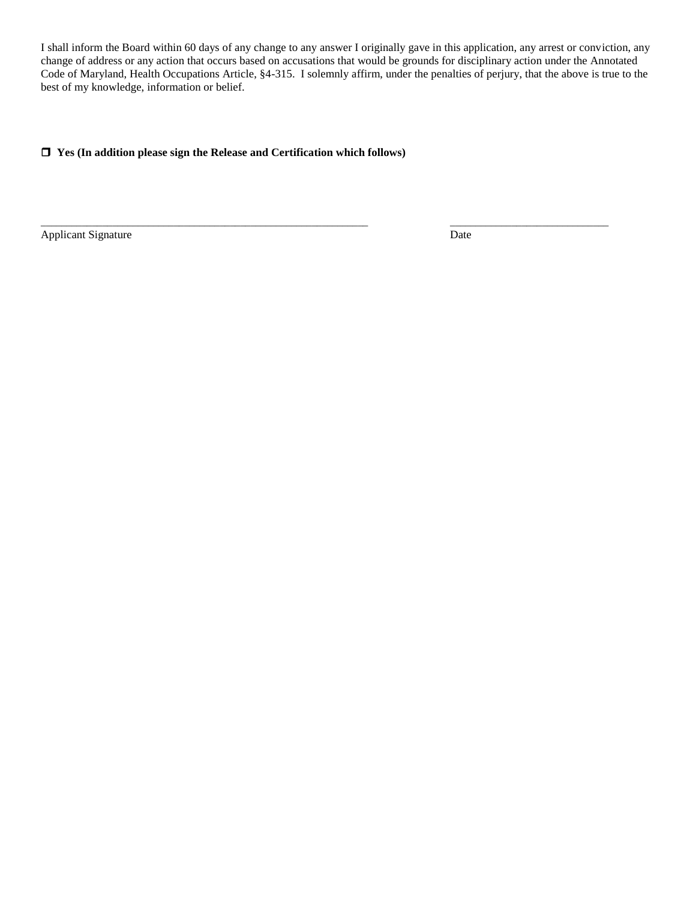I shall inform the Board within 60 days of any change to any answer I originally gave in this application, any arrest or conviction, any change of address or any action that occurs based on accusations that would be grounds for disciplinary action under the Annotated Code of Maryland, Health Occupations Article, §4-315. I solemnly affirm, under the penalties of perjury, that the above is true to the best of my knowledge, information or belief.

☐ **Yes (In addition please sign the Release and Certification which follows)**

_______________________________________________ ______________________

Applicant Signature Date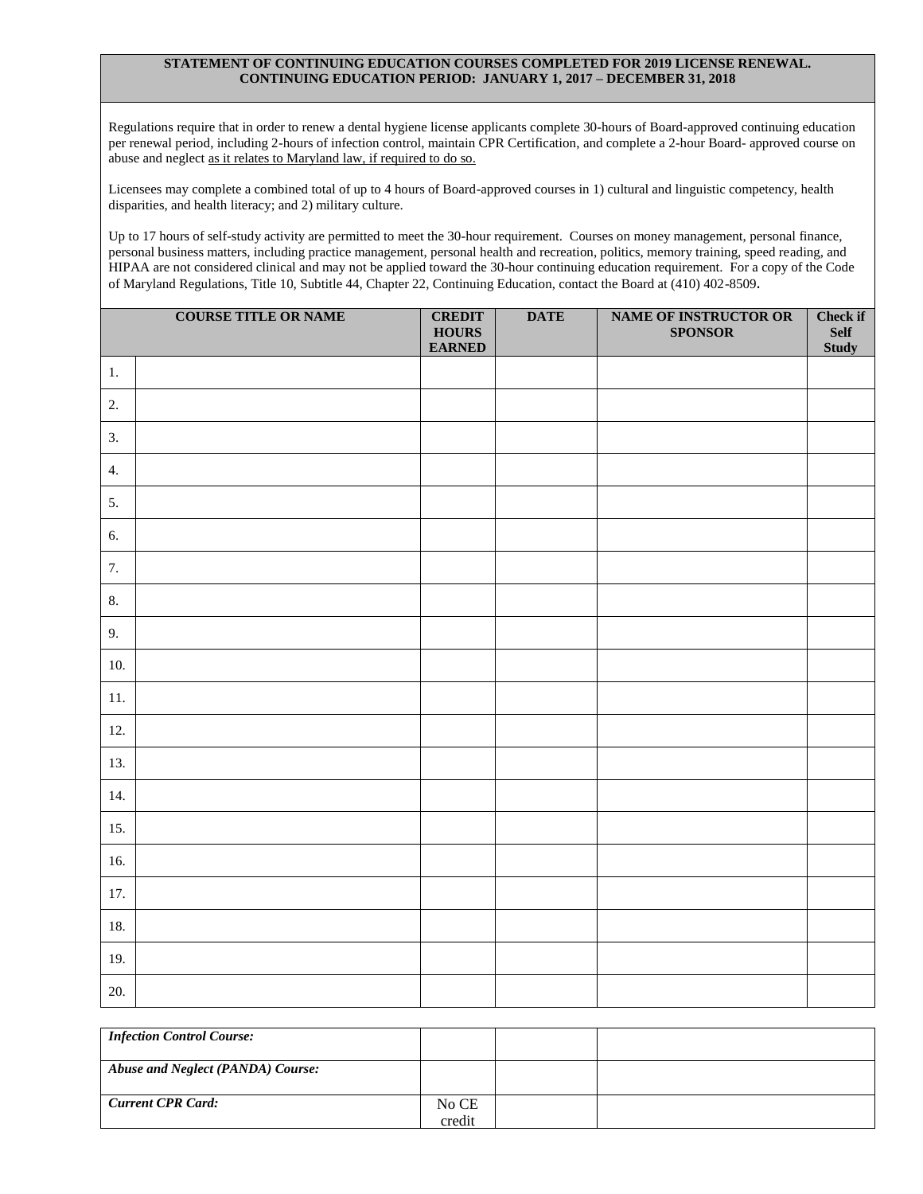**STATEMENT OF CONTINUING EDUCATION COURSES COMPLETED FOR 2019 LICENSE RENEWAL.**
**CONTINUING EDUCATION PERIOD: JANUARY 1, 2017 – DECEMBER 31, 2018**

Regulations require that in order to renew a dental hygiene license applicants complete 30-hours of Board-approved continuing education per renewal period, including 2-hours of infection control, maintain CPR Certification, and complete a 2-hour Board- approved course on abuse and neglect as it relates to Maryland law, if required to do so.

Licensees may complete a combined total of up to 4 hours of Board-approved courses in 1) cultural and linguistic competency, health disparities, and health literacy; and 2) military culture.

Up to 17 hours of self-study activity are permitted to meet the 30-hour requirement. Courses on money management, personal finance, personal business matters, including practice management, personal health and recreation, politics, memory training, speed reading, and HIPAA are not considered clinical and may not be applied toward the 30-hour continuing education requirement. For a copy of the Code of Maryland Regulations, Title 10, Subtitle 44, Chapter 22, Continuing Education, contact the Board at (410) 402-8509.

| | COURSE TITLE OR NAME | CREDIT HOURS EARNED | DATE | NAME OF INSTRUCTOR OR SPONSOR | Check if Self Study |
|---|---|---|---|---|---|
| 1. | | | | | |
| 2. | | | | | |
| 3. | | | | | |
| 4. | | | | | |
| 5. | | | | | |
| 6. | | | | | |
| 7. | | | | | |
| 8. | | | | | |
| 9. | | | | | |
| 10. | | | | | |
| 11. | | | | | |
| 12. | | | | | |
| 13. | | | | | |
| 14. | | | | | |
| 15. | | | | | |
| 16. | | | | | |
| 17. | | | | | |
| 18. | | | | | |
| 19. | | | | | |
| 20. | | | | | |

| | | | |
|---|---|---|---|
| *Infection Control Course:* | | | |
| *Abuse and Neglect (PANDA) Course:* | | | |
| *Current CPR Card:* | No CE credit | | |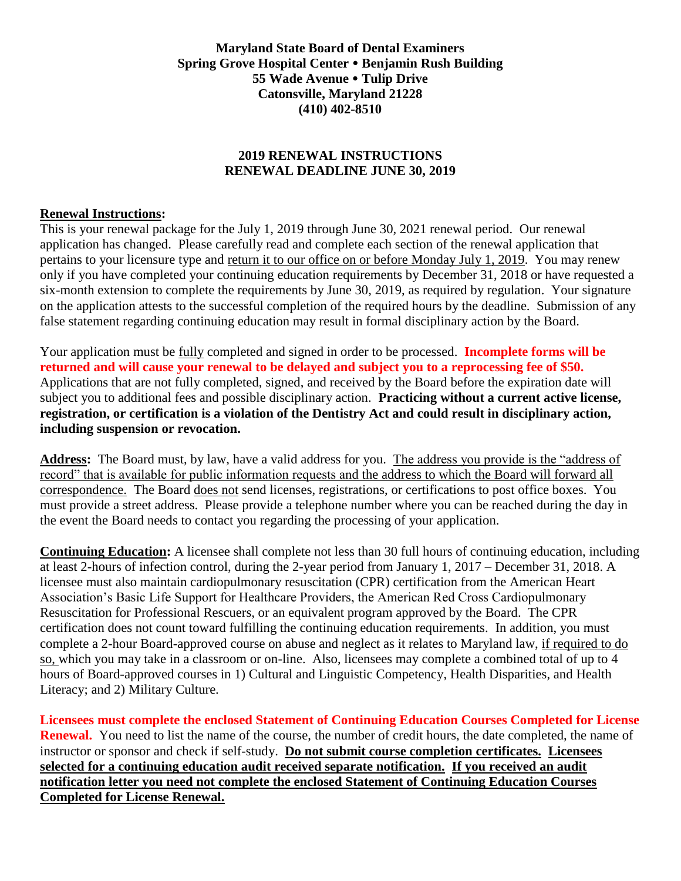**Maryland State Board of Dental Examiners**
**Spring Grove Hospital Center • Benjamin Rush Building**
**55 Wade Avenue • Tulip Drive**
**Catonsville, Maryland 21228**
**(410) 402-8510**

## 2019 RENEWAL INSTRUCTIONS
## RENEWAL DEADLINE JUNE 30, 2019

**Renewal Instructions:**
This is your renewal package for the July 1, 2019 through June 30, 2021 renewal period. Our renewal application has changed. Please carefully read and complete each section of the renewal application that pertains to your licensure type and return it to our office on or before Monday July 1, 2019. You may renew only if you have completed your continuing education requirements by December 31, 2018 or have requested a six-month extension to complete the requirements by June 30, 2019, as required by regulation. Your signature on the application attests to the successful completion of the required hours by the deadline. Submission of any false statement regarding continuing education may result in formal disciplinary action by the Board.

Your application must be fully completed and signed in order to be processed. **Incomplete forms will be returned and will cause your renewal to be delayed and subject you to a reprocessing fee of $50.** Applications that are not fully completed, signed, and received by the Board before the expiration date will subject you to additional fees and possible disciplinary action. **Practicing without a current active license, registration, or certification is a violation of the Dentistry Act and could result in disciplinary action, including suspension or revocation.**

**Address:** The Board must, by law, have a valid address for you. The address you provide is the "address of record" that is available for public information requests and the address to which the Board will forward all correspondence. The Board does not send licenses, registrations, or certifications to post office boxes. You must provide a street address. Please provide a telephone number where you can be reached during the day in the event the Board needs to contact you regarding the processing of your application.

**Continuing Education:** A licensee shall complete not less than 30 full hours of continuing education, including at least 2-hours of infection control, during the 2-year period from January 1, 2017 – December 31, 2018. A licensee must also maintain cardiopulmonary resuscitation (CPR) certification from the American Heart Association's Basic Life Support for Healthcare Providers, the American Red Cross Cardiopulmonary Resuscitation for Professional Rescuers, or an equivalent program approved by the Board. The CPR certification does not count toward fulfilling the continuing education requirements. In addition, you must complete a 2-hour Board-approved course on abuse and neglect as it relates to Maryland law, if required to do so, which you may take in a classroom or on-line. Also, licensees may complete a combined total of up to 4 hours of Board-approved courses in 1) Cultural and Linguistic Competency, Health Disparities, and Health Literacy; and 2) Military Culture.

**Licensees must complete the enclosed Statement of Continuing Education Courses Completed for License Renewal.** You need to list the name of the course, the number of credit hours, the date completed, the name of instructor or sponsor and check if self-study. **Do not submit course completion certificates. Licensees selected for a continuing education audit received separate notification. If you received an audit notification letter you need not complete the enclosed Statement of Continuing Education Courses Completed for License Renewal.**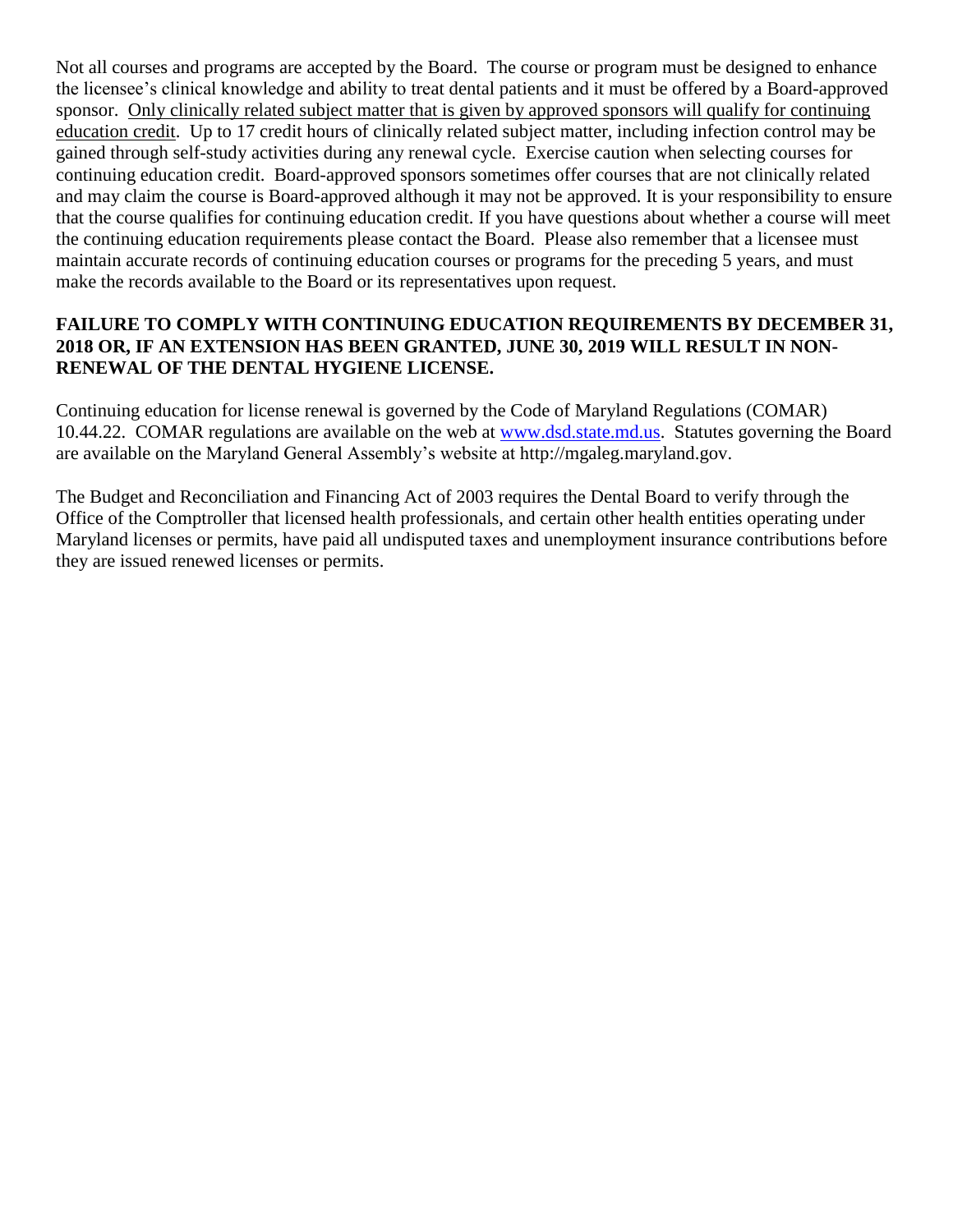Not all courses and programs are accepted by the Board. The course or program must be designed to enhance the licensee's clinical knowledge and ability to treat dental patients and it must be offered by a Board-approved sponsor. Only clinically related subject matter that is given by approved sponsors will qualify for continuing education credit. Up to 17 credit hours of clinically related subject matter, including infection control may be gained through self-study activities during any renewal cycle. Exercise caution when selecting courses for continuing education credit. Board-approved sponsors sometimes offer courses that are not clinically related and may claim the course is Board-approved although it may not be approved. It is your responsibility to ensure that the course qualifies for continuing education credit. If you have questions about whether a course will meet the continuing education requirements please contact the Board. Please also remember that a licensee must maintain accurate records of continuing education courses or programs for the preceding 5 years, and must make the records available to the Board or its representatives upon request.

**FAILURE TO COMPLY WITH CONTINUING EDUCATION REQUIREMENTS BY DECEMBER 31, 2018 OR, IF AN EXTENSION HAS BEEN GRANTED, JUNE 30, 2019 WILL RESULT IN NON-RENEWAL OF THE DENTAL HYGIENE LICENSE.**

Continuing education for license renewal is governed by the Code of Maryland Regulations (COMAR) 10.44.22. COMAR regulations are available on the web at www.dsd.state.md.us. Statutes governing the Board are available on the Maryland General Assembly's website at http://mgaleg.maryland.gov.

The Budget and Reconciliation and Financing Act of 2003 requires the Dental Board to verify through the Office of the Comptroller that licensed health professionals, and certain other health entities operating under Maryland licenses or permits, have paid all undisputed taxes and unemployment insurance contributions before they are issued renewed licenses or permits.